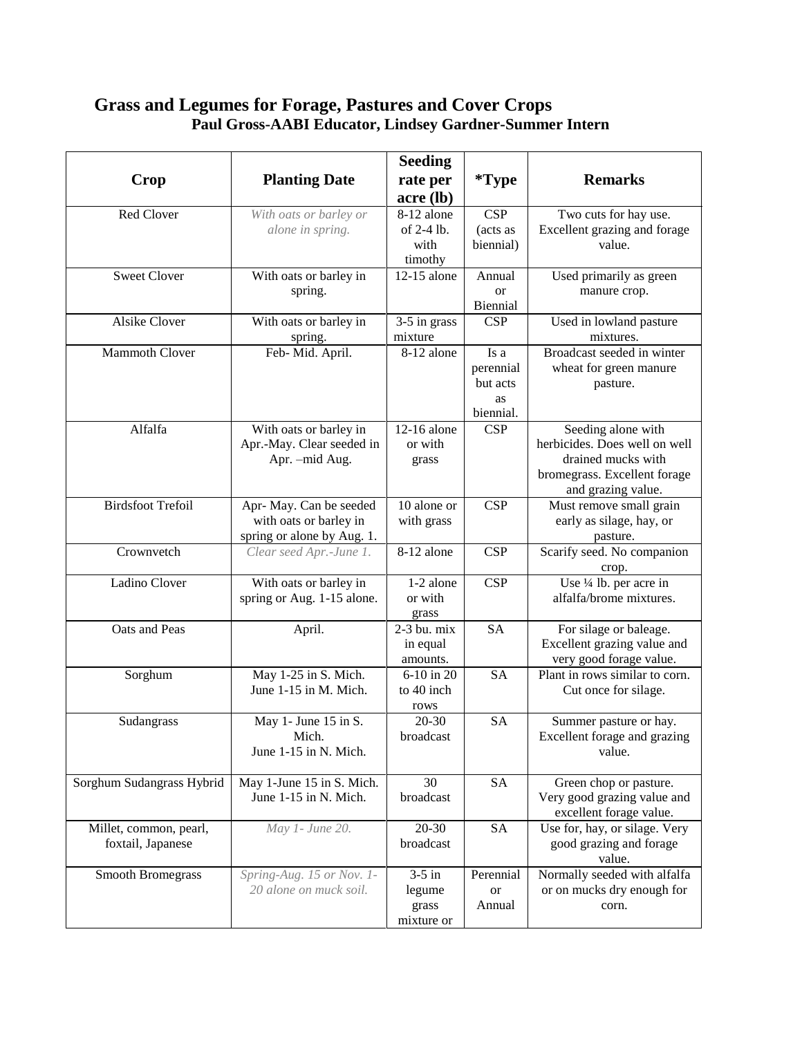# Grass and Legumes for Forage, Pastures and Cover Crops

**Paul Gross-AABI Educator, Lindsey Gardner-Summer Intern**

| Crop | Planting Date | Seeding rate per acre (lb) | *Type | Remarks |
|---|---|---|---|---|
| Red Clover | *With oats or barley or alone in spring.* | 8-12 alone of 2-4 lb. with timothy | CSP (acts as biennial) | Two cuts for hay use. Excellent grazing and forage value. |
| Sweet Clover | With oats or barley in spring. | 12-15 alone | Annual or Biennial | Used primarily as green manure crop. |
| Alsike Clover | With oats or barley in spring. | 3-5 in grass mixture | CSP | Used in lowland pasture mixtures. |
| Mammoth Clover | Feb- Mid. April. | 8-12 alone | Is a perennial but acts as biennial. | Broadcast seeded in winter wheat for green manure pasture. |
| Alfalfa | With oats or barley in Apr.-May. Clear seeded in Apr. –mid Aug. | 12-16 alone or with grass | CSP | Seeding alone with herbicides. Does well on well drained mucks with bromegrass. Excellent forage and grazing value. |
| Birdsfoot Trefoil | Apr- May. Can be seeded with oats or barley in spring or alone by Aug. 1. | 10 alone or with grass | CSP | Must remove small grain early as silage, hay, or pasture. |
| Crownvetch | *Clear seed Apr.-June 1.* | 8-12 alone | CSP | Scarify seed. No companion crop. |
| Ladino Clover | With oats or barley in spring or Aug. 1-15 alone. | 1-2 alone or with grass | CSP | Use ¼ lb. per acre in alfalfa/brome mixtures. |
| Oats and Peas | April. | 2-3 bu. mix in equal amounts. | SA | For silage or baleage. Excellent grazing value and very good forage value. |
| Sorghum | May 1-25 in S. Mich. June 1-15 in M. Mich. | 6-10 in 20 to 40 inch rows | SA | Plant in rows similar to corn. Cut once for silage. |
| Sudangrass | May 1- June 15 in S. Mich. June 1-15 in N. Mich. | 20-30 broadcast | SA | Summer pasture or hay. Excellent forage and grazing value. |
| Sorghum Sudangrass Hybrid | May 1-June 15 in S. Mich. June 1-15 in N. Mich. | 30 broadcast | SA | Green chop or pasture. Very good grazing value and excellent forage value. |
| Millet, common, pearl, foxtail, Japanese | *May 1- June 20.* | 20-30 broadcast | SA | Use for, hay, or silage. Very good grazing and forage value. |
| Smooth Bromegrass | *Spring-Aug. 15 or Nov. 1-20 alone on muck soil.* | 3-5 in legume grass mixture or | Perennial or Annual | Normally seeded with alfalfa or on mucks dry enough for corn. |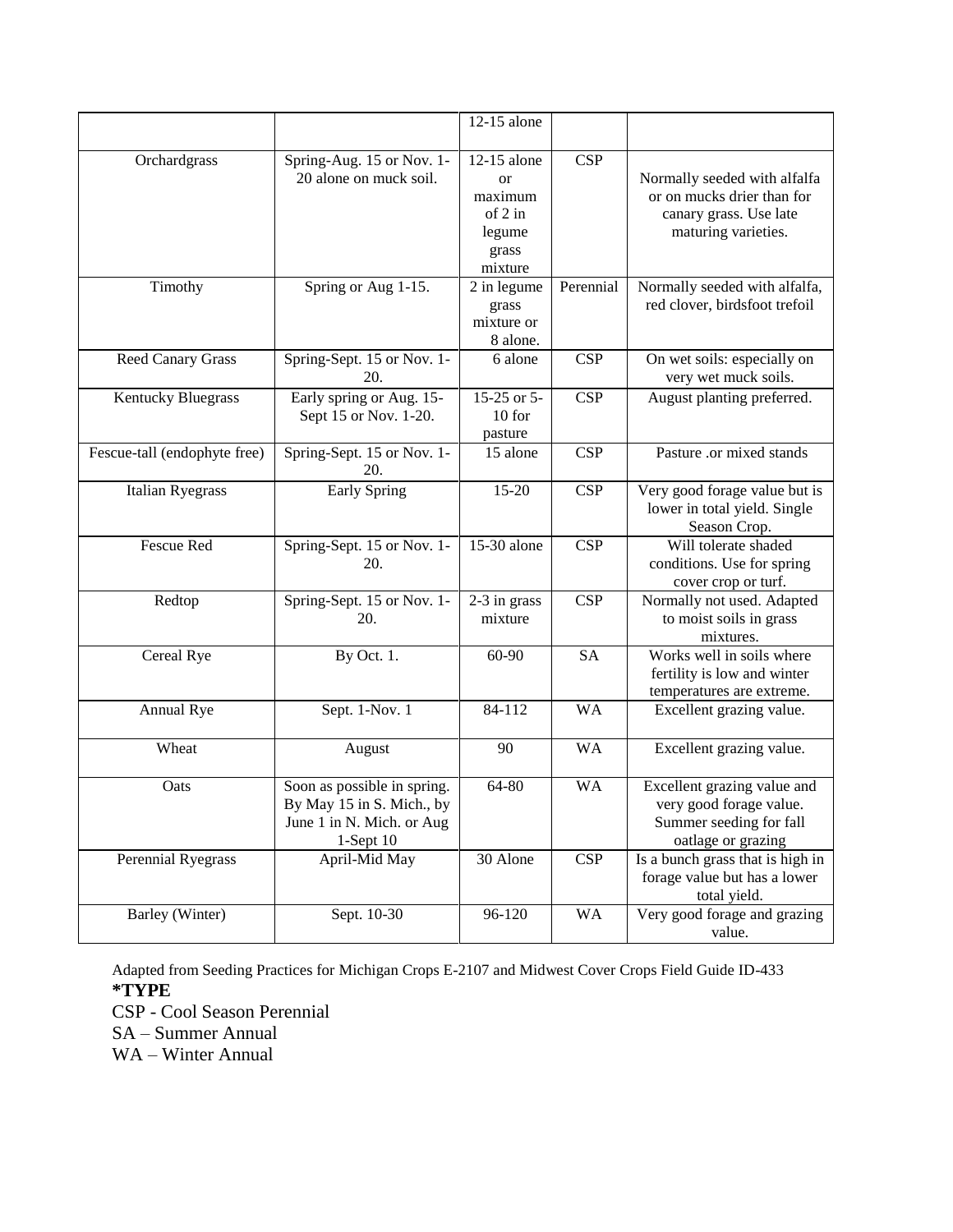| | | | | |
|---|---|---|---|---|
| | | 12-15 alone | | |
| Orchardgrass | Spring-Aug. 15 or Nov. 1-20 alone on muck soil. | 12-15 alone or maximum of 2 in legume grass mixture | CSP | Normally seeded with alfalfa or on mucks drier than for canary grass. Use late maturing varieties. |
| Timothy | Spring or Aug 1-15. | 2 in legume grass mixture or 8 alone. | Perennial | Normally seeded with alfalfa, red clover, birdsfoot trefoil |
| Reed Canary Grass | Spring-Sept. 15 or Nov. 1-20. | 6 alone | CSP | On wet soils: especially on very wet muck soils. |
| Kentucky Bluegrass | Early spring or Aug. 15-Sept 15 or Nov. 1-20. | 15-25 or 5-10 for pasture | CSP | August planting preferred. |
| Fescue-tall (endophyte free) | Spring-Sept. 15 or Nov. 1-20. | 15 alone | CSP | Pasture .or mixed stands |
| Italian Ryegrass | Early Spring | 15-20 | CSP | Very good forage value but is lower in total yield. Single Season Crop. |
| Fescue Red | Spring-Sept. 15 or Nov. 1-20. | 15-30 alone | CSP | Will tolerate shaded conditions. Use for spring cover crop or turf. |
| Redtop | Spring-Sept. 15 or Nov. 1-20. | 2-3 in grass mixture | CSP | Normally not used. Adapted to moist soils in grass mixtures. |
| Cereal Rye | By Oct. 1. | 60-90 | SA | Works well in soils where fertility is low and winter temperatures are extreme. |
| Annual Rye | Sept. 1-Nov. 1 | 84-112 | WA | Excellent grazing value. |
| Wheat | August | 90 | WA | Excellent grazing value. |
| Oats | Soon as possible in spring. By May 15 in S. Mich., by June 1 in N. Mich. or Aug 1-Sept 10 | 64-80 | WA | Excellent grazing value and very good forage value. Summer seeding for fall oatlage or grazing |
| Perennial Ryegrass | April-Mid May | 30 Alone | CSP | Is a bunch grass that is high in forage value but has a lower total yield. |
| Barley (Winter) | Sept. 10-30 | 96-120 | WA | Very good forage and grazing value. |

Adapted from Seeding Practices for Michigan Crops E-2107 and Midwest Cover Crops Field Guide ID-433

**\*TYPE**

CSP - Cool Season Perennial

SA – Summer Annual

WA – Winter Annual